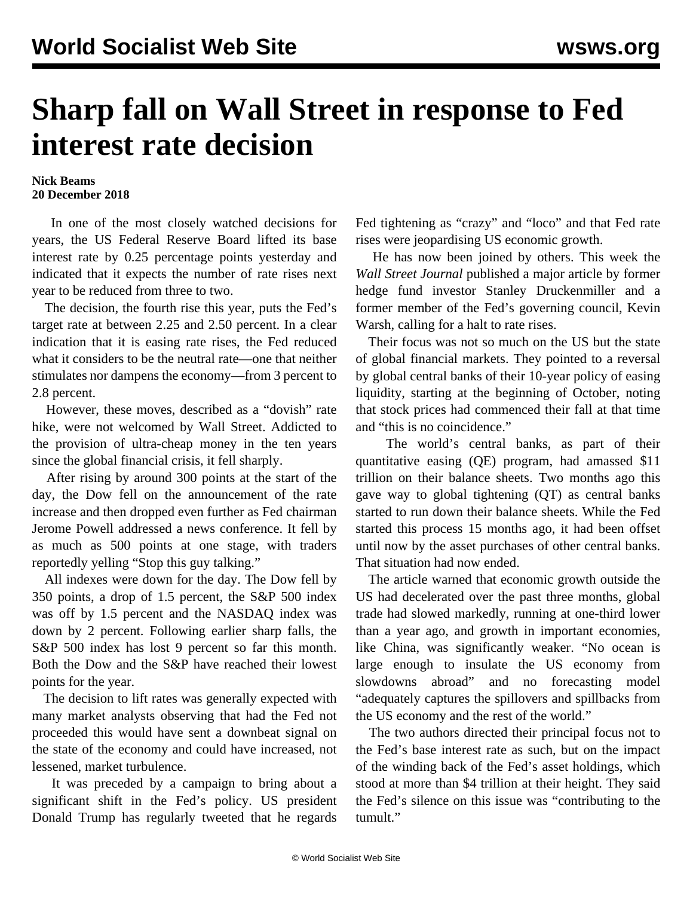# Sharp fall on Wall Street in response to Fed interest rate decision

**Nick Beams**
**20 December 2018**

In one of the most closely watched decisions for years, the US Federal Reserve Board lifted its base interest rate by 0.25 percentage points yesterday and indicated that it expects the number of rate rises next year to be reduced from three to two.

The decision, the fourth rise this year, puts the Fed's target rate at between 2.25 and 2.50 percent. In a clear indication that it is easing rate rises, the Fed reduced what it considers to be the neutral rate—one that neither stimulates nor dampens the economy—from 3 percent to 2.8 percent.

However, these moves, described as a "dovish" rate hike, were not welcomed by Wall Street. Addicted to the provision of ultra-cheap money in the ten years since the global financial crisis, it fell sharply.

After rising by around 300 points at the start of the day, the Dow fell on the announcement of the rate increase and then dropped even further as Fed chairman Jerome Powell addressed a news conference. It fell by as much as 500 points at one stage, with traders reportedly yelling "Stop this guy talking."

All indexes were down for the day. The Dow fell by 350 points, a drop of 1.5 percent, the S&P 500 index was off by 1.5 percent and the NASDAQ index was down by 2 percent. Following earlier sharp falls, the S&P 500 index has lost 9 percent so far this month. Both the Dow and the S&P have reached their lowest points for the year.

The decision to lift rates was generally expected with many market analysts observing that had the Fed not proceeded this would have sent a downbeat signal on the state of the economy and could have increased, not lessened, market turbulence.

It was preceded by a campaign to bring about a significant shift in the Fed's policy. US president Donald Trump has regularly tweeted that he regards Fed tightening as "crazy" and "loco" and that Fed rate rises were jeopardising US economic growth.

He has now been joined by others. This week the *Wall Street Journal* published a major article by former hedge fund investor Stanley Druckenmiller and a former member of the Fed's governing council, Kevin Warsh, calling for a halt to rate rises.

Their focus was not so much on the US but the state of global financial markets. They pointed to a reversal by global central banks of their 10-year policy of easing liquidity, starting at the beginning of October, noting that stock prices had commenced their fall at that time and "this is no coincidence."

The world's central banks, as part of their quantitative easing (QE) program, had amassed $11 trillion on their balance sheets. Two months ago this gave way to global tightening (QT) as central banks started to run down their balance sheets. While the Fed started this process 15 months ago, it had been offset until now by the asset purchases of other central banks. That situation had now ended.

The article warned that economic growth outside the US had decelerated over the past three months, global trade had slowed markedly, running at one-third lower than a year ago, and growth in important economies, like China, was significantly weaker. "No ocean is large enough to insulate the US economy from slowdowns abroad" and no forecasting model "adequately captures the spillovers and spillbacks from the US economy and the rest of the world."

The two authors directed their principal focus not to the Fed's base interest rate as such, but on the impact of the winding back of the Fed's asset holdings, which stood at more than $4 trillion at their height. They said the Fed's silence on this issue was "contributing to the tumult."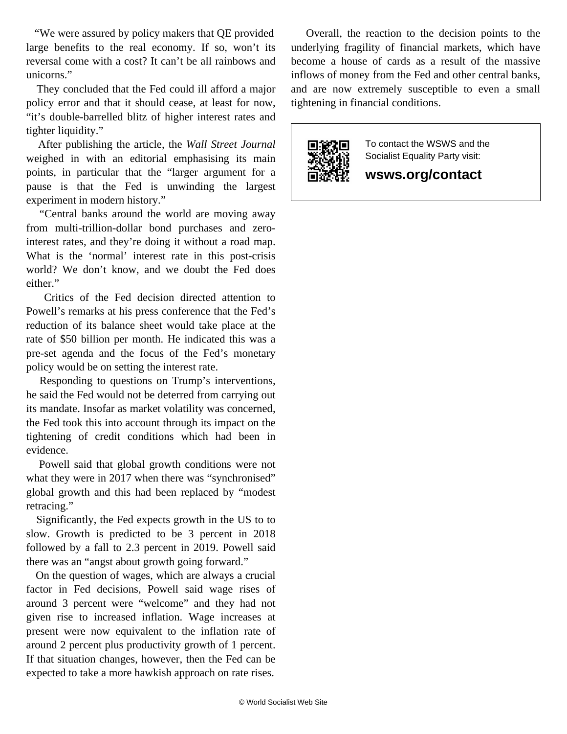"We were assured by policy makers that QE provided large benefits to the real economy. If so, won't its reversal come with a cost? It can't be all rainbows and unicorns."

They concluded that the Fed could ill afford a major policy error and that it should cease, at least for now, "it's double-barrelled blitz of higher interest rates and tighter liquidity."

After publishing the article, the *Wall Street Journal* weighed in with an editorial emphasising its main points, in particular that the "larger argument for a pause is that the Fed is unwinding the largest experiment in modern history."

"Central banks around the world are moving away from multi-trillion-dollar bond purchases and zero-interest rates, and they're doing it without a road map. What is the 'normal' interest rate in this post-crisis world? We don't know, and we doubt the Fed does either."

Critics of the Fed decision directed attention to Powell's remarks at his press conference that the Fed's reduction of its balance sheet would take place at the rate of $50 billion per month. He indicated this was a pre-set agenda and the focus of the Fed's monetary policy would be on setting the interest rate.

Responding to questions on Trump's interventions, he said the Fed would not be deterred from carrying out its mandate. Insofar as market volatility was concerned, the Fed took this into account through its impact on the tightening of credit conditions which had been in evidence.

Powell said that global growth conditions were not what they were in 2017 when there was "synchronised" global growth and this had been replaced by "modest retracing."

Significantly, the Fed expects growth in the US to to slow. Growth is predicted to be 3 percent in 2018 followed by a fall to 2.3 percent in 2019. Powell said there was an "angst about growth going forward."

On the question of wages, which are always a crucial factor in Fed decisions, Powell said wage rises of around 3 percent were "welcome" and they had not given rise to increased inflation. Wage increases at present were now equivalent to the inflation rate of around 2 percent plus productivity growth of 1 percent. If that situation changes, however, then the Fed can be expected to take a more hawkish approach on rate rises.

Overall, the reaction to the decision points to the underlying fragility of financial markets, which have become a house of cards as a result of the massive inflows of money from the Fed and other central banks, and are now extremely susceptible to even a small tightening in financial conditions.

To contact the WSWS and the Socialist Equality Party visit:

**wsws.org/contact**